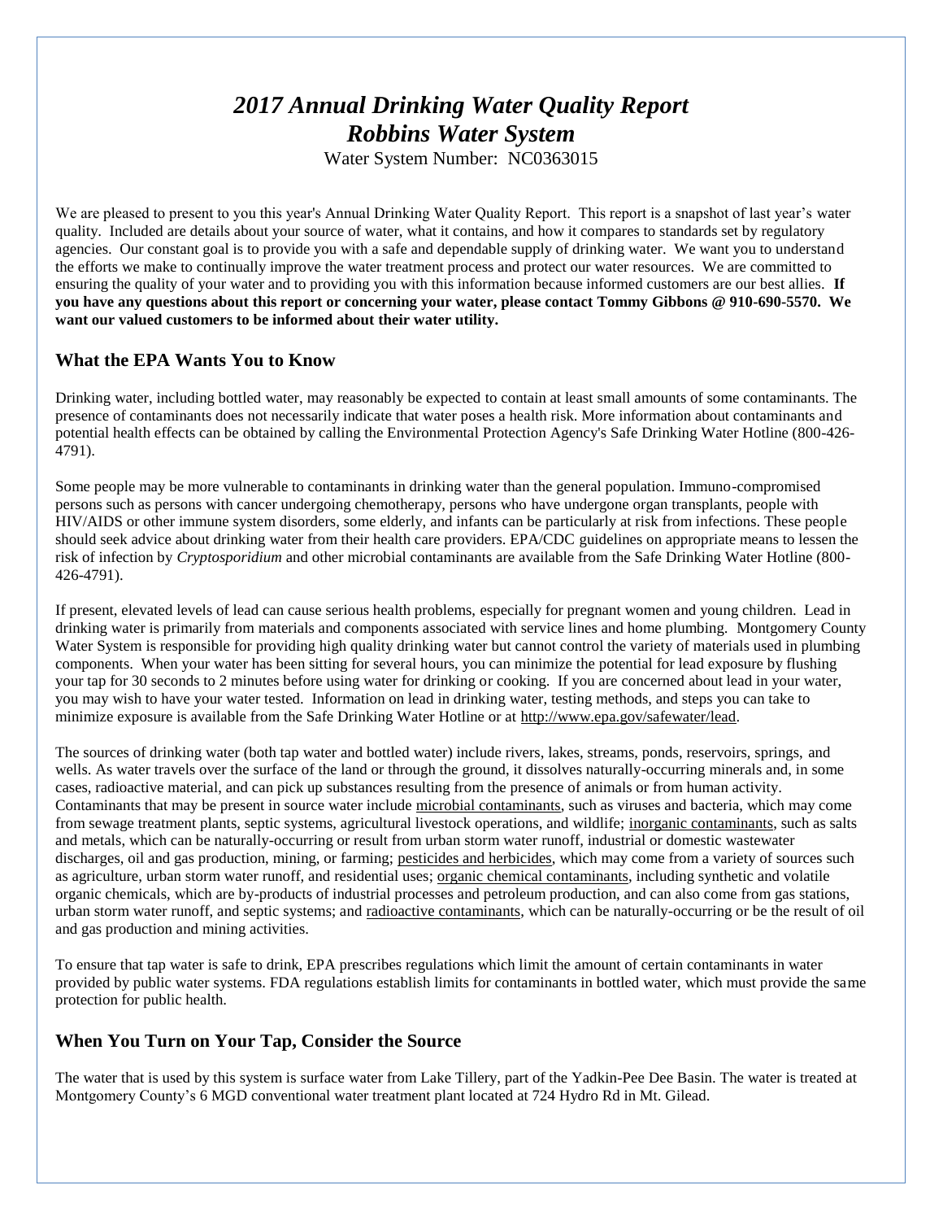# *2017 Annual Drinking Water Quality Report*
# *Robbins Water System*

Water System Number: NC0363015

We are pleased to present to you this year's Annual Drinking Water Quality Report. This report is a snapshot of last year's water quality. Included are details about your source of water, what it contains, and how it compares to standards set by regulatory agencies. Our constant goal is to provide you with a safe and dependable supply of drinking water. We want you to understand the efforts we make to continually improve the water treatment process and protect our water resources. We are committed to ensuring the quality of your water and to providing you with this information because informed customers are our best allies. **If you have any questions about this report or concerning your water, please contact Tommy Gibbons @ 910-690-5570. We want our valued customers to be informed about their water utility.**

## What the EPA Wants You to Know

Drinking water, including bottled water, may reasonably be expected to contain at least small amounts of some contaminants. The presence of contaminants does not necessarily indicate that water poses a health risk. More information about contaminants and potential health effects can be obtained by calling the Environmental Protection Agency's Safe Drinking Water Hotline (800-426-4791).

Some people may be more vulnerable to contaminants in drinking water than the general population. Immuno-compromised persons such as persons with cancer undergoing chemotherapy, persons who have undergone organ transplants, people with HIV/AIDS or other immune system disorders, some elderly, and infants can be particularly at risk from infections. These people should seek advice about drinking water from their health care providers. EPA/CDC guidelines on appropriate means to lessen the risk of infection by *Cryptosporidium* and other microbial contaminants are available from the Safe Drinking Water Hotline (800-426-4791).

If present, elevated levels of lead can cause serious health problems, especially for pregnant women and young children. Lead in drinking water is primarily from materials and components associated with service lines and home plumbing. Montgomery County Water System is responsible for providing high quality drinking water but cannot control the variety of materials used in plumbing components. When your water has been sitting for several hours, you can minimize the potential for lead exposure by flushing your tap for 30 seconds to 2 minutes before using water for drinking or cooking. If you are concerned about lead in your water, you may wish to have your water tested. Information on lead in drinking water, testing methods, and steps you can take to minimize exposure is available from the Safe Drinking Water Hotline or at http://www.epa.gov/safewater/lead.

The sources of drinking water (both tap water and bottled water) include rivers, lakes, streams, ponds, reservoirs, springs, and wells. As water travels over the surface of the land or through the ground, it dissolves naturally-occurring minerals and, in some cases, radioactive material, and can pick up substances resulting from the presence of animals or from human activity. Contaminants that may be present in source water include microbial contaminants, such as viruses and bacteria, which may come from sewage treatment plants, septic systems, agricultural livestock operations, and wildlife; inorganic contaminants, such as salts and metals, which can be naturally-occurring or result from urban storm water runoff, industrial or domestic wastewater discharges, oil and gas production, mining, or farming; pesticides and herbicides, which may come from a variety of sources such as agriculture, urban storm water runoff, and residential uses; organic chemical contaminants, including synthetic and volatile organic chemicals, which are by-products of industrial processes and petroleum production, and can also come from gas stations, urban storm water runoff, and septic systems; and radioactive contaminants, which can be naturally-occurring or be the result of oil and gas production and mining activities.

To ensure that tap water is safe to drink, EPA prescribes regulations which limit the amount of certain contaminants in water provided by public water systems. FDA regulations establish limits for contaminants in bottled water, which must provide the same protection for public health.

## When You Turn on Your Tap, Consider the Source

The water that is used by this system is surface water from Lake Tillery, part of the Yadkin-Pee Dee Basin. The water is treated at Montgomery County's 6 MGD conventional water treatment plant located at 724 Hydro Rd in Mt. Gilead.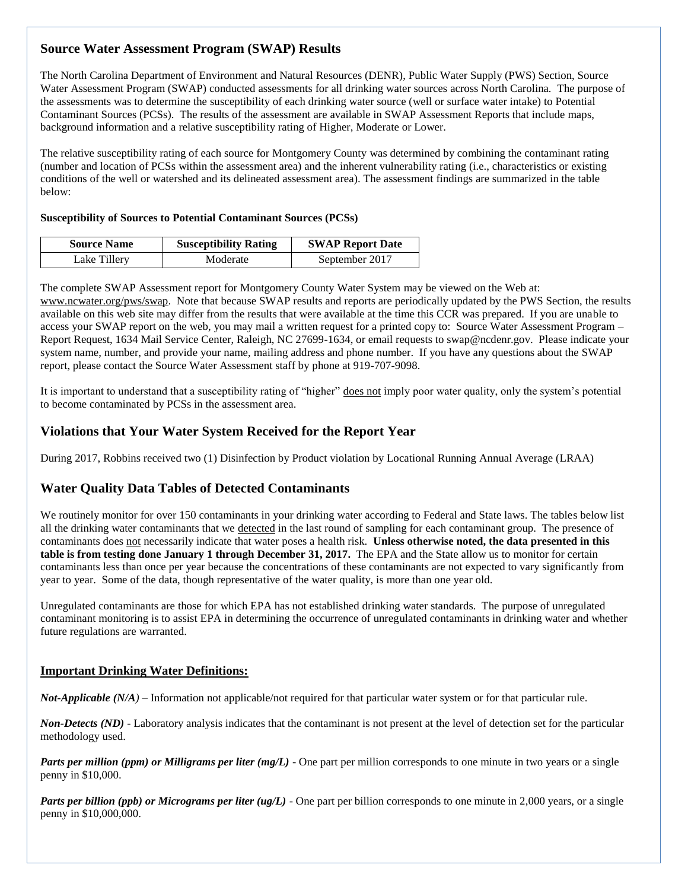## Source Water Assessment Program (SWAP) Results

The North Carolina Department of Environment and Natural Resources (DENR), Public Water Supply (PWS) Section, Source Water Assessment Program (SWAP) conducted assessments for all drinking water sources across North Carolina. The purpose of the assessments was to determine the susceptibility of each drinking water source (well or surface water intake) to Potential Contaminant Sources (PCSs). The results of the assessment are available in SWAP Assessment Reports that include maps, background information and a relative susceptibility rating of Higher, Moderate or Lower.

The relative susceptibility rating of each source for Montgomery County was determined by combining the contaminant rating (number and location of PCSs within the assessment area) and the inherent vulnerability rating (i.e., characteristics or existing conditions of the well or watershed and its delineated assessment area). The assessment findings are summarized in the table below:

**Susceptibility of Sources to Potential Contaminant Sources (PCSs)**

| Source Name | Susceptibility Rating | SWAP Report Date |
|---|---|---|
| Lake Tillery | Moderate | September 2017 |

The complete SWAP Assessment report for Montgomery County Water System may be viewed on the Web at: www.ncwater.org/pws/swap. Note that because SWAP results and reports are periodically updated by the PWS Section, the results available on this web site may differ from the results that were available at the time this CCR was prepared. If you are unable to access your SWAP report on the web, you may mail a written request for a printed copy to: Source Water Assessment Program – Report Request, 1634 Mail Service Center, Raleigh, NC 27699-1634, or email requests to swap@ncdenr.gov. Please indicate your system name, number, and provide your name, mailing address and phone number. If you have any questions about the SWAP report, please contact the Source Water Assessment staff by phone at 919-707-9098.

It is important to understand that a susceptibility rating of "higher" does not imply poor water quality, only the system's potential to become contaminated by PCSs in the assessment area.

## Violations that Your Water System Received for the Report Year

During 2017, Robbins received two (1) Disinfection by Product violation by Locational Running Annual Average (LRAA)

## Water Quality Data Tables of Detected Contaminants

We routinely monitor for over 150 contaminants in your drinking water according to Federal and State laws. The tables below list all the drinking water contaminants that we detected in the last round of sampling for each contaminant group. The presence of contaminants does not necessarily indicate that water poses a health risk. **Unless otherwise noted, the data presented in this table is from testing done January 1 through December 31, 2017.** The EPA and the State allow us to monitor for certain contaminants less than once per year because the concentrations of these contaminants are not expected to vary significantly from year to year. Some of the data, though representative of the water quality, is more than one year old.

Unregulated contaminants are those for which EPA has not established drinking water standards. The purpose of unregulated contaminant monitoring is to assist EPA in determining the occurrence of unregulated contaminants in drinking water and whether future regulations are warranted.

### Important Drinking Water Definitions:

***Not-Applicable (N/A)*** – Information not applicable/not required for that particular water system or for that particular rule.

***Non-Detects (ND)*** - Laboratory analysis indicates that the contaminant is not present at the level of detection set for the particular methodology used.

***Parts per million (ppm) or Milligrams per liter (mg/L)*** - One part per million corresponds to one minute in two years or a single penny in $10,000.

***Parts per billion (ppb) or Micrograms per liter (ug/L)*** - One part per billion corresponds to one minute in 2,000 years, or a single penny in $10,000,000.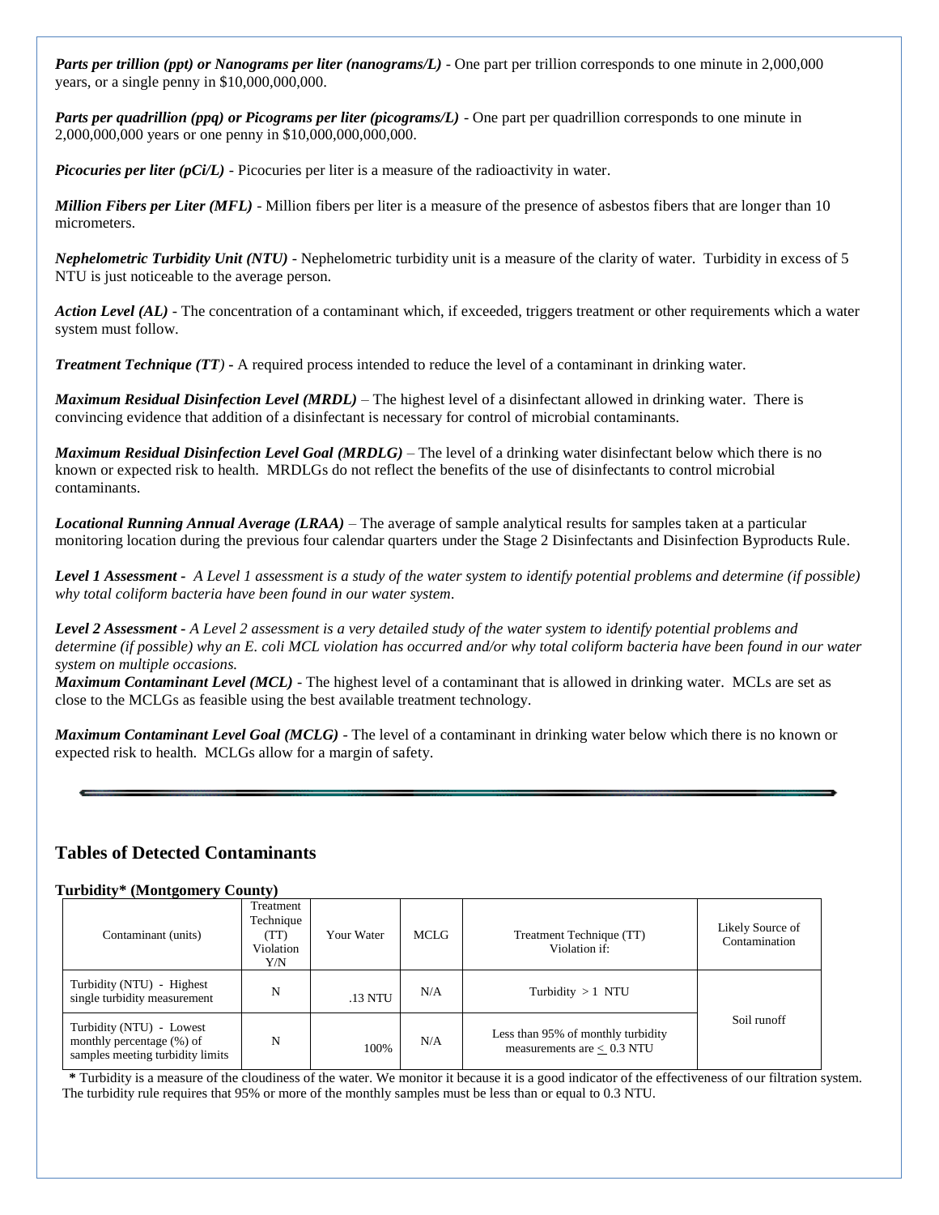***Parts per trillion (ppt) or Nanograms per liter (nanograms/L)*** - One part per trillion corresponds to one minute in 2,000,000 years, or a single penny in $10,000,000,000.

***Parts per quadrillion (ppq) or Picograms per liter (picograms/L)*** - One part per quadrillion corresponds to one minute in 2,000,000,000 years or one penny in $10,000,000,000,000.

***Picocuries per liter (pCi/L)*** - Picocuries per liter is a measure of the radioactivity in water.

***Million Fibers per Liter (MFL)*** - Million fibers per liter is a measure of the presence of asbestos fibers that are longer than 10 micrometers.

***Nephelometric Turbidity Unit (NTU)*** - Nephelometric turbidity unit is a measure of the clarity of water. Turbidity in excess of 5 NTU is just noticeable to the average person.

***Action Level (AL)*** - The concentration of a contaminant which, if exceeded, triggers treatment or other requirements which a water system must follow.

***Treatment Technique (TT)*** - A required process intended to reduce the level of a contaminant in drinking water.

***Maximum Residual Disinfection Level (MRDL)*** – The highest level of a disinfectant allowed in drinking water. There is convincing evidence that addition of a disinfectant is necessary for control of microbial contaminants.

***Maximum Residual Disinfection Level Goal (MRDLG)*** – The level of a drinking water disinfectant below which there is no known or expected risk to health. MRDLGs do not reflect the benefits of the use of disinfectants to control microbial contaminants.

***Locational Running Annual Average (LRAA)*** – The average of sample analytical results for samples taken at a particular monitoring location during the previous four calendar quarters under the Stage 2 Disinfectants and Disinfection Byproducts Rule.

***Level 1 Assessment*** - *A Level 1 assessment is a study of the water system to identify potential problems and determine (if possible) why total coliform bacteria have been found in our water system*.

***Level 2 Assessment*** - *A Level 2 assessment is a very detailed study of the water system to identify potential problems and determine (if possible) why an E. coli MCL violation has occurred and/or why total coliform bacteria have been found in our water system on multiple occasions.*

***Maximum Contaminant Level (MCL)*** - The highest level of a contaminant that is allowed in drinking water. MCLs are set as close to the MCLGs as feasible using the best available treatment technology.

***Maximum Contaminant Level Goal (MCLG)*** - The level of a contaminant in drinking water below which there is no known or expected risk to health. MCLGs allow for a margin of safety.

---

## Tables of Detected Contaminants

**Turbidity* (Montgomery County)**

| Contaminant (units) | Treatment Technique (TT) Violation Y/N | Your Water | MCLG | Treatment Technique (TT) Violation if: | Likely Source of Contamination |
|---|---|---|---|---|---|
| Turbidity (NTU) - Highest single turbidity measurement | N | .13 NTU | N/A | Turbidity > 1 NTU | Soil runoff |
| Turbidity (NTU) - Lowest monthly percentage (%) of samples meeting turbidity limits | N | 100% | N/A | Less than 95% of monthly turbidity measurements are ≤ 0.3 NTU | |

\* Turbidity is a measure of the cloudiness of the water. We monitor it because it is a good indicator of the effectiveness of our filtration system. The turbidity rule requires that 95% or more of the monthly samples must be less than or equal to 0.3 NTU.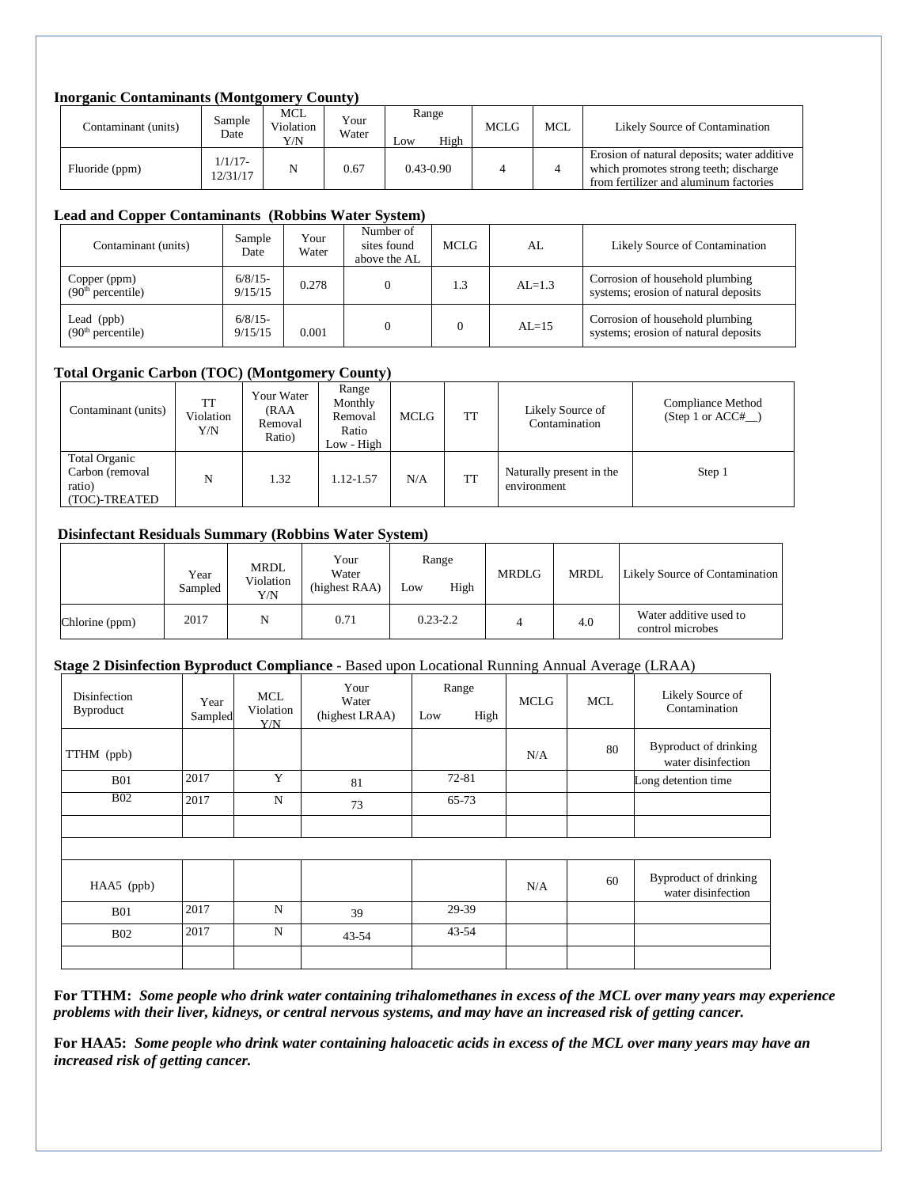**Inorganic Contaminants (Montgomery County)**

| Contaminant (units) | Sample Date | MCL Violation Y/N | Your Water | Range Low High | MCLG | MCL | Likely Source of Contamination |
|---|---|---|---|---|---|---|---|
| Fluoride (ppm) | 1/1/17-12/31/17 | N | 0.67 | 0.43-0.90 | 4 | 4 | Erosion of natural deposits; water additive which promotes strong teeth; discharge from fertilizer and aluminum factories |

**Lead and Copper Contaminants (Robbins Water System)**

| Contaminant (units) | Sample Date | Your Water | Number of sites found above the AL | MCLG | AL | Likely Source of Contamination |
|---|---|---|---|---|---|---|
| Copper (ppm) (90th percentile) | 6/8/15-9/15/15 | 0.278 | 0 | 1.3 | AL=1.3 | Corrosion of household plumbing systems; erosion of natural deposits |
| Lead (ppb) (90th percentile) | 6/8/15-9/15/15 | 0.001 | 0 | 0 | AL=15 | Corrosion of household plumbing systems; erosion of natural deposits |

**Total Organic Carbon (TOC) (Montgomery County)**

| Contaminant (units) | TT Violation Y/N | Your Water (RAA Removal Ratio) | Range Monthly Removal Ratio Low - High | MCLG | TT | Likely Source of Contamination | Compliance Method (Step 1 or ACC#__) |
|---|---|---|---|---|---|---|---|
| Total Organic Carbon (removal ratio) (TOC)-TREATED | N | 1.32 | 1.12-1.57 | N/A | TT | Naturally present in the environment | Step 1 |

**Disinfectant Residuals Summary (Robbins Water System)**

| | Year Sampled | MRDL Violation Y/N | Your Water (highest RAA) | Range Low High | MRDLG | MRDL | Likely Source of Contamination |
|---|---|---|---|---|---|---|---|
| Chlorine (ppm) | 2017 | N | 0.71 | 0.23-2.2 | 4 | 4.0 | Water additive used to control microbes |

**Stage 2 Disinfection Byproduct Compliance** - Based upon Locational Running Annual Average (LRAA)

| Disinfection Byproduct | Year Sampled | MCL Violation Y/N | Your Water (highest LRAA) | Range Low High | MCLG | MCL | Likely Source of Contamination |
|---|---|---|---|---|---|---|---|
| TTHM (ppb) | | | | | N/A | 80 | Byproduct of drinking water disinfection |
| B01 | 2017 | Y | 81 | 72-81 | | | Long detention time |
| B02 | 2017 | N | 73 | 65-73 | | | |
| | | | | | | | |
| HAA5 (ppb) | | | | | N/A | 60 | Byproduct of drinking water disinfection |
| B01 | 2017 | N | 39 | 29-39 | | | |
| B02 | 2017 | N | 43-54 | 43-54 | | | |
| | | | | | | | |

**For TTHM:** ***Some people who drink water containing trihalomethanes in excess of the MCL over many years may experience problems with their liver, kidneys, or central nervous systems, and may have an increased risk of getting cancer.***

**For HAA5:** ***Some people who drink water containing haloacetic acids in excess of the MCL over many years may have an increased risk of getting cancer.***